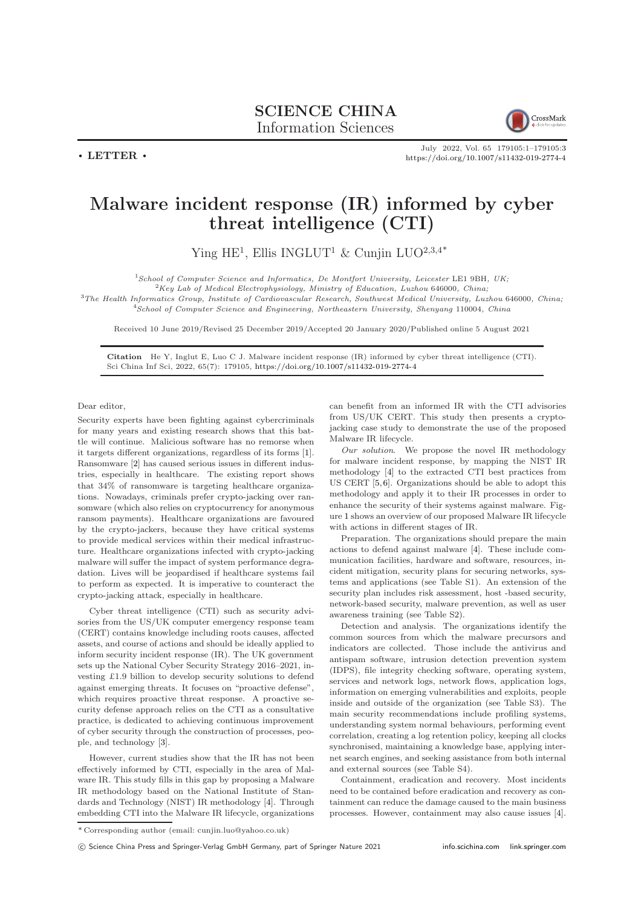• LETTER •

# Malware incident response (IR) informed by cyber threat intelligence (CTI)

Ying HE[1], Ellis INGLUT[1] & Cunjin LUO[2,3,4*]

[1]*School of Computer Science and Informatics, De Montfort University, Leicester* LE1 9BH*, UK;*
[2]*Key Lab of Medical Electrophysiology, Ministry of Education, Luzhou* 646000*, China;*
[3]*The Health Informatics Group, Institute of Cardiovascular Research, Southwest Medical University, Luzhou* 646000*, China;*
[4]*School of Computer Science and Engineering, Northeastern University, Shenyang* 110004*, China*

Received 10 June 2019/Revised 25 December 2019/Accepted 20 January 2020/Published online 5 August 2021

**Citation** He Y, Inglut E, Luo C J. Malware incident response (IR) informed by cyber threat intelligence (CTI). Sci China Inf Sci, 2022, 65(7): 179105, https://doi.org/10.1007/s11432-019-2774-4

Dear editor,

Security experts have been fighting against cybercriminals for many years and existing research shows that this battle will continue. Malicious software has no remorse when it targets different organizations, regardless of its forms [1]. Ransomware [2] has caused serious issues in different industries, especially in healthcare. The existing report shows that 34% of ransomware is targeting healthcare organizations. Nowadays, criminals prefer crypto-jacking over ransomware (which also relies on cryptocurrency for anonymous ransom payments). Healthcare organizations are favoured by the crypto-jackers, because they have critical systems to provide medical services within their medical infrastructure. Healthcare organizations infected with crypto-jacking malware will suffer the impact of system performance degradation. Lives will be jeopardised if healthcare systems fail to perform as expected. It is imperative to counteract the crypto-jacking attack, especially in healthcare.

Cyber threat intelligence (CTI) such as security advisories from the US/UK computer emergency response team (CERT) contains knowledge including roots causes, affected assets, and course of actions and should be ideally applied to inform security incident response (IR). The UK government sets up the National Cyber Security Strategy 2016–2021, investing £1.9 billion to develop security solutions to defend against emerging threats. It focuses on "proactive defense", which requires proactive threat response. A proactive security defense approach relies on the CTI as a consultative practice, is dedicated to achieving continuous improvement of cyber security through the construction of processes, people, and technology [3].

However, current studies show that the IR has not been effectively informed by CTI, especially in the area of Malware IR. This study fills in this gap by proposing a Malware IR methodology based on the National Institute of Standards and Technology (NIST) IR methodology [4]. Through embedding CTI into the Malware IR lifecycle, organizations can benefit from an informed IR with the CTI advisories from US/UK CERT. This study then presents a crypto-jacking case study to demonstrate the use of the proposed Malware IR lifecycle.

*Our solution*. We propose the novel IR methodology for malware incident response, by mapping the NIST IR methodology [4] to the extracted CTI best practices from US CERT [5,6]. Organizations should be able to adopt this methodology and apply it to their IR processes in order to enhance the security of their systems against malware. Figure 1 shows an overview of our proposed Malware IR lifecycle with actions in different stages of IR.

Preparation. The organizations should prepare the main actions to defend against malware [4]. These include communication facilities, hardware and software, resources, incident mitigation, security plans for securing networks, systems and applications (see Table S1). An extension of the security plan includes risk assessment, host -based security, network-based security, malware prevention, as well as user awareness training (see Table S2).

Detection and analysis. The organizations identify the common sources from which the malware precursors and indicators are collected. Those include the antivirus and antispam software, intrusion detection prevention system (IDPS), file integrity checking software, operating system, services and network logs, network flows, application logs, information on emerging vulnerabilities and exploits, people inside and outside of the organization (see Table S3). The main security recommendations include profiling systems, understanding system normal behaviours, performing event correlation, creating a log retention policy, keeping all clocks synchronised, maintaining a knowledge base, applying internet search engines, and seeking assistance from both internal and external sources (see Table S4).

Containment, eradication and recovery. Most incidents need to be contained before eradication and recovery as containment can reduce the damage caused to the main business processes. However, containment may also cause issues [4].

\* Corresponding author (email: cunjin.luo@yahoo.co.uk)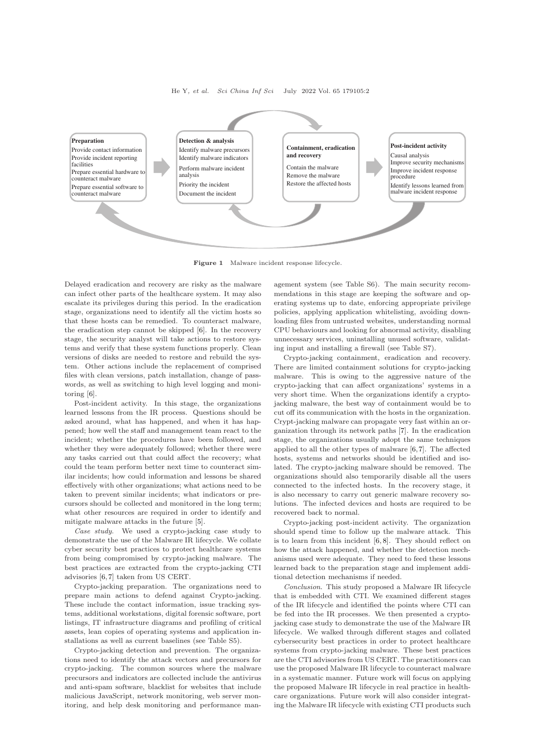**Preparation**

- Provide contact information
- Provide incident reporting facilities
- Prepare essential hardware to counteract malware
- Prepare essential software to counteract malware

**Detection & analysis**

- Identify malware precursors
- Identify malware indicators
- Perform malware incident analysis
- Priority the incident
- Document the incident

**Containment, eradication and recovery**

- Contain the malware
- Remove the malware
- Restore the affected hosts

**Post-incident activity**

- Causal analysis
- Improve security mechanisms
- Improve incident response procedure
- Identify lessons learned from malware incident response

**Figure 1** Malware incident response lifecycle.

Delayed eradication and recovery are risky as the malware can infect other parts of the healthcare system. It may also escalate its privileges during this period. In the eradication stage, organizations need to identify all the victim hosts so that these hosts can be remedied. To counteract malware, the eradication step cannot be skipped [6]. In the recovery stage, the security analyst will take actions to restore systems and verify that these system functions properly. Clean versions of disks are needed to restore and rebuild the system. Other actions include the replacement of comprised files with clean versions, patch installation, change of passwords, as well as switching to high level logging and monitoring [6].

Post-incident activity. In this stage, the organizations learned lessons from the IR process. Questions should be asked around, what has happened, and when it has happened; how well the staff and management team react to the incident; whether the procedures have been followed, and whether they were adequately followed; whether there were any tasks carried out that could affect the recovery; what could the team perform better next time to counteract similar incidents; how could information and lessons be shared effectively with other organizations; what actions need to be taken to prevent similar incidents; what indicators or precursors should be collected and monitored in the long term; what other resources are required in order to identify and mitigate malware attacks in the future [5].

*Case study*. We used a crypto-jacking case study to demonstrate the use of the Malware IR lifecycle. We collate cyber security best practices to protect healthcare systems from being compromised by crypto-jacking malware. The best practices are extracted from the crypto-jacking CTI advisories [6, 7] taken from US CERT.

Crypto-jacking preparation. The organizations need to prepare main actions to defend against Crypto-jacking. These include the contact information, issue tracking systems, additional workstations, digital forensic software, port listings, IT infrastructure diagrams and profiling of critical assets, lean copies of operating systems and application installations as well as current baselines (see Table S5).

Crypto-jacking detection and prevention. The organizations need to identify the attack vectors and precursors for crypto-jacking. The common sources where the malware precursors and indicators are collected include the antivirus and anti-spam software, blacklist for websites that include malicious JavaScript, network monitoring, web server monitoring, and help desk monitoring and performance management system (see Table S6). The main security recommendations in this stage are keeping the software and operating systems up to date, enforcing appropriate privilege policies, applying application whitelisting, avoiding downloading files from untrusted websites, understanding normal CPU behaviours and looking for abnormal activity, disabling unnecessary services, uninstalling unused software, validating input and installing a firewall (see Table S7).

Crypto-jacking containment, eradication and recovery. There are limited containment solutions for crypto-jacking malware. This is owing to the aggressive nature of the crypto-jacking that can affect organizations' systems in a very short time. When the organizations identify a crypto-jacking malware, the best way of containment would be to cut off its communication with the hosts in the organization. Crypt-jacking malware can propagate very fast within an organization through its network paths [7]. In the eradication stage, the organizations usually adopt the same techniques applied to all the other types of malware [6, 7]. The affected hosts, systems and networks should be identified and isolated. The crypto-jacking malware should be removed. The organizations should also temporarily disable all the users connected to the infected hosts. In the recovery stage, it is also necessary to carry out generic malware recovery solutions. The infected devices and hosts are required to be recovered back to normal.

Crypto-jacking post-incident activity. The organization should spend time to follow up the malware attack. This is to learn from this incident [6, 8]. They should reflect on how the attack happened, and whether the detection mechanisms used were adequate. They need to feed these lessons learned back to the preparation stage and implement additional detection mechanisms if needed.

*Conclusion*. This study proposed a Malware IR lifecycle that is embedded with CTI. We examined different stages of the IR lifecycle and identified the points where CTI can be fed into the IR processes. We then presented a crypto-jacking case study to demonstrate the use of the Malware IR lifecycle. We walked through different stages and collated cybersecurity best practices in order to protect healthcare systems from crypto-jacking malware. These best practices are the CTI advisories from US CERT. The practitioners can use the proposed Malware IR lifecycle to counteract malware in a systematic manner. Future work will focus on applying the proposed Malware IR lifecycle in real practice in healthcare organizations. Future work will also consider integrating the Malware IR lifecycle with existing CTI products such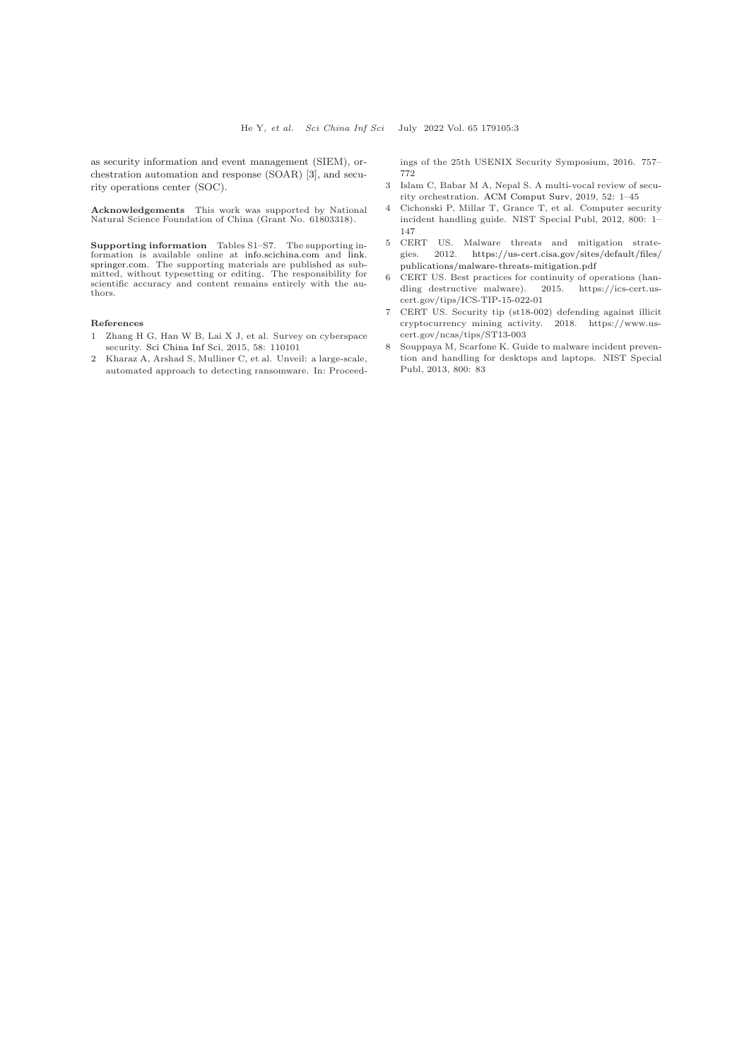as security information and event management (SIEM), orchestration automation and response (SOAR) [3], and security operations center (SOC).

**Acknowledgements** This work was supported by National Natural Science Foundation of China (Grant No. 61803318).

**Supporting information** Tables S1–S7. The supporting information is available online at info.scichina.com and link.springer.com. The supporting materials are published as submitted, without typesetting or editing. The responsibility for scientific accuracy and content remains entirely with the authors.

#### References

1. Zhang H G, Han W B, Lai X J, et al. Survey on cyberspace security. Sci China Inf Sci, 2015, 58: 110101
2. Kharaz A, Arshad S, Mulliner C, et al. Unveil: a large-scale, automated approach to detecting ransomware. In: Proceedings of the 25th USENIX Security Symposium, 2016. 757–772
3. Islam C, Babar M A, Nepal S. A multi-vocal review of security orchestration. ACM Comput Surv, 2019, 52: 1–45
4. Cichonski P, Millar T, Grance T, et al. Computer security incident handling guide. NIST Special Publ, 2012, 800: 1–147
5. CERT US. Malware threats and mitigation strategies. 2012. https://us-cert.cisa.gov/sites/default/files/publications/malware-threats-mitigation.pdf
6. CERT US. Best practices for continuity of operations (handling destructive malware). 2015. https://ics-cert.us-cert.gov/tips/ICS-TIP-15-022-01
7. CERT US. Security tip (st18-002) defending against illicit cryptocurrency mining activity. 2018. https://www.us-cert.gov/ncas/tips/ST13-003
8. Souppaya M, Scarfone K. Guide to malware incident prevention and handling for desktops and laptops. NIST Special Publ, 2013, 800: 83